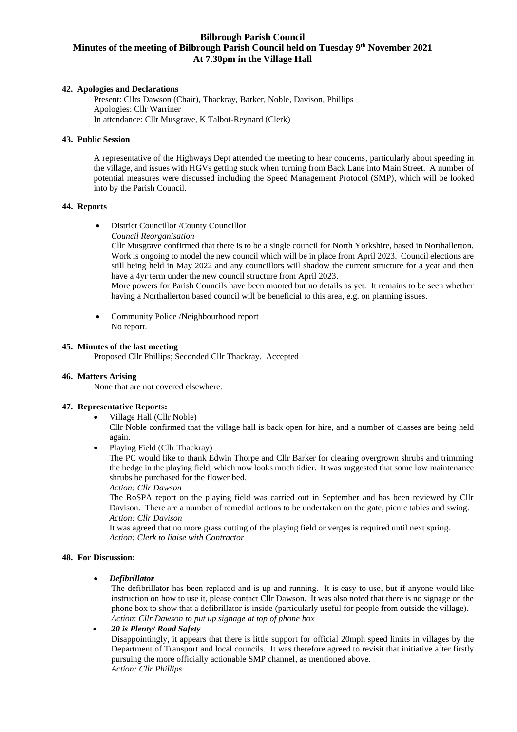# Bilbrough Parish Council

## Minutes of the meeting of Bilbrough Parish Council held on Tuesday 9th November 2021 At 7.30pm in the Village Hall

### 42. Apologies and Declarations

Present: Cllrs Dawson (Chair), Thackray, Barker, Noble, Davison, Phillips
Apologies: Cllr Warriner
In attendance: Cllr Musgrave, K Talbot-Reynard (Clerk)

### 43. Public Session

A representative of the Highways Dept attended the meeting to hear concerns, particularly about speeding in the village, and issues with HGVs getting stuck when turning from Back Lane into Main Street. A number of potential measures were discussed including the Speed Management Protocol (SMP), which will be looked into by the Parish Council.

### 44. Reports

- District Councillor /County Councillor
  *Council Reorganisation*
  Cllr Musgrave confirmed that there is to be a single council for North Yorkshire, based in Northallerton. Work is ongoing to model the new council which will be in place from April 2023. Council elections are still being held in May 2022 and any councillors will shadow the current structure for a year and then have a 4yr term under the new council structure from April 2023.
  More powers for Parish Councils have been mooted but no details as yet. It remains to be seen whether having a Northallerton based council will be beneficial to this area, e.g. on planning issues.

- Community Police /Neighbourhood report
  No report.

### 45. Minutes of the last meeting

Proposed Cllr Phillips; Seconded Cllr Thackray. Accepted

### 46. Matters Arising

None that are not covered elsewhere.

### 47. Representative Reports:

- Village Hall (Cllr Noble)
  Cllr Noble confirmed that the village hall is back open for hire, and a number of classes are being held again.
- Playing Field (Cllr Thackray)
  The PC would like to thank Edwin Thorpe and Cllr Barker for clearing overgrown shrubs and trimming the hedge in the playing field, which now looks much tidier. It was suggested that some low maintenance shrubs be purchased for the flower bed.
  *Action: Cllr Dawson*
  The RoSPA report on the playing field was carried out in September and has been reviewed by Cllr Davison. There are a number of remedial actions to be undertaken on the gate, picnic tables and swing.
  *Action: Cllr Davison*
  It was agreed that no more grass cutting of the playing field or verges is required until next spring.
  *Action: Clerk to liaise with Contractor*

### 48. For Discussion:

- ***Defibrillator***
  The defibrillator has been replaced and is up and running. It is easy to use, but if anyone would like instruction on how to use it, please contact Cllr Dawson. It was also noted that there is no signage on the phone box to show that a defibrillator is inside (particularly useful for people from outside the village).
  *Action*: *Cllr Dawson to put up signage at top of phone box*
- ***20 is Plenty/ Road Safety***
  Disappointingly, it appears that there is little support for official 20mph speed limits in villages by the Department of Transport and local councils. It was therefore agreed to revisit that initiative after firstly pursuing the more officially actionable SMP channel, as mentioned above.
  *Action: Cllr Phillips*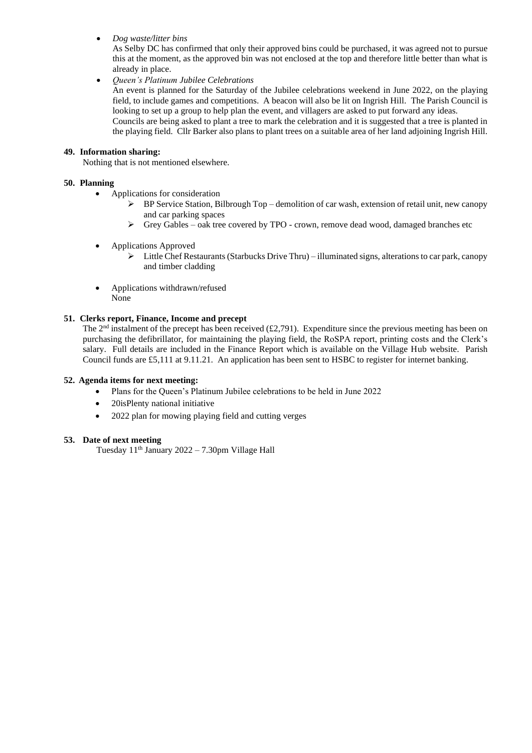- *Dog waste/litter bins*
  As Selby DC has confirmed that only their approved bins could be purchased, it was agreed not to pursue this at the moment, as the approved bin was not enclosed at the top and therefore little better than what is already in place.
- *Queen's Platinum Jubilee Celebrations*
  An event is planned for the Saturday of the Jubilee celebrations weekend in June 2022, on the playing field, to include games and competitions. A beacon will also be lit on Ingrish Hill. The Parish Council is looking to set up a group to help plan the event, and villagers are asked to put forward any ideas.
  Councils are being asked to plant a tree to mark the celebration and it is suggested that a tree is planted in the playing field. Cllr Barker also plans to plant trees on a suitable area of her land adjoining Ingrish Hill.

**49. Information sharing:**

Nothing that is not mentioned elsewhere.

**50. Planning**

- Applications for consideration
  - BP Service Station, Bilbrough Top – demolition of car wash, extension of retail unit, new canopy and car parking spaces
  - Grey Gables – oak tree covered by TPO - crown, remove dead wood, damaged branches etc
- Applications Approved
  - Little Chef Restaurants (Starbucks Drive Thru) – illuminated signs, alterations to car park, canopy and timber cladding
- Applications withdrawn/refused
  None

**51. Clerks report, Finance, Income and precept**

The 2nd instalment of the precept has been received (£2,791). Expenditure since the previous meeting has been on purchasing the defibrillator, for maintaining the playing field, the RoSPA report, printing costs and the Clerk's salary. Full details are included in the Finance Report which is available on the Village Hub website. Parish Council funds are £5,111 at 9.11.21. An application has been sent to HSBC to register for internet banking.

**52. Agenda items for next meeting:**

- Plans for the Queen's Platinum Jubilee celebrations to be held in June 2022
- 20isPlenty national initiative
- 2022 plan for mowing playing field and cutting verges

**53. Date of next meeting**

Tuesday 11th January 2022 – 7.30pm Village Hall